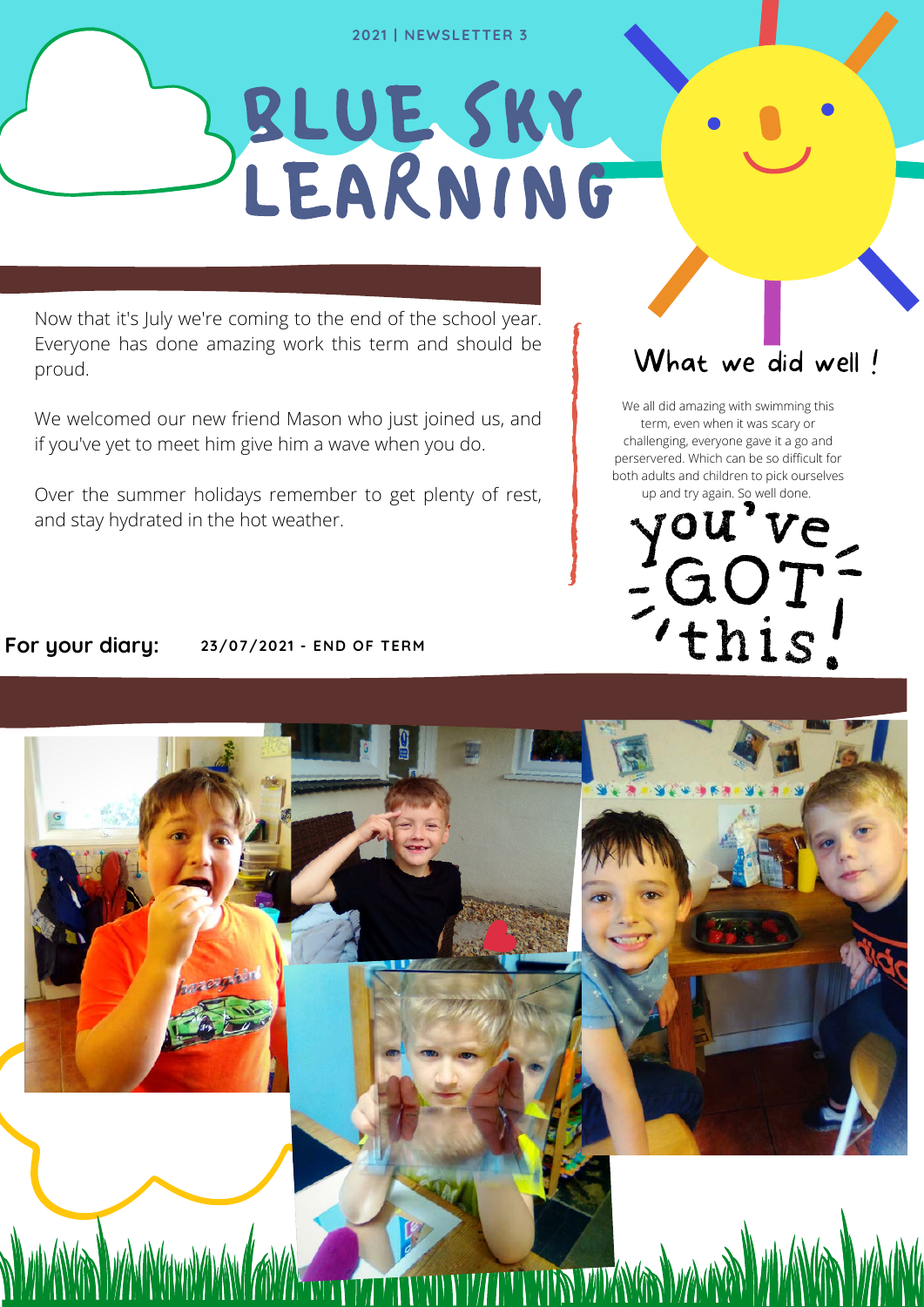2021 | NEWSLETTER 3

# BLUE SKY LEARNING

Now that it's July we're coming to the end of the school year. Everyone has done amazing work this term and should be proud.

We welcomed our new friend Mason who just joined us, and if you've yet to meet him give him a wave when you do.

Over the summer holidays remember to get plenty of rest, and stay hydrated in the hot weather.

## What we did well !

We all did amazing with swimming this term, even when it was scary or challenging, everyone gave it a go and perservered. Which can be so difficult for both adults and children to pick ourselves up and try again. So well done.

you've GOT this!

**For your diary:** **23/07/2021 - END OF TERM**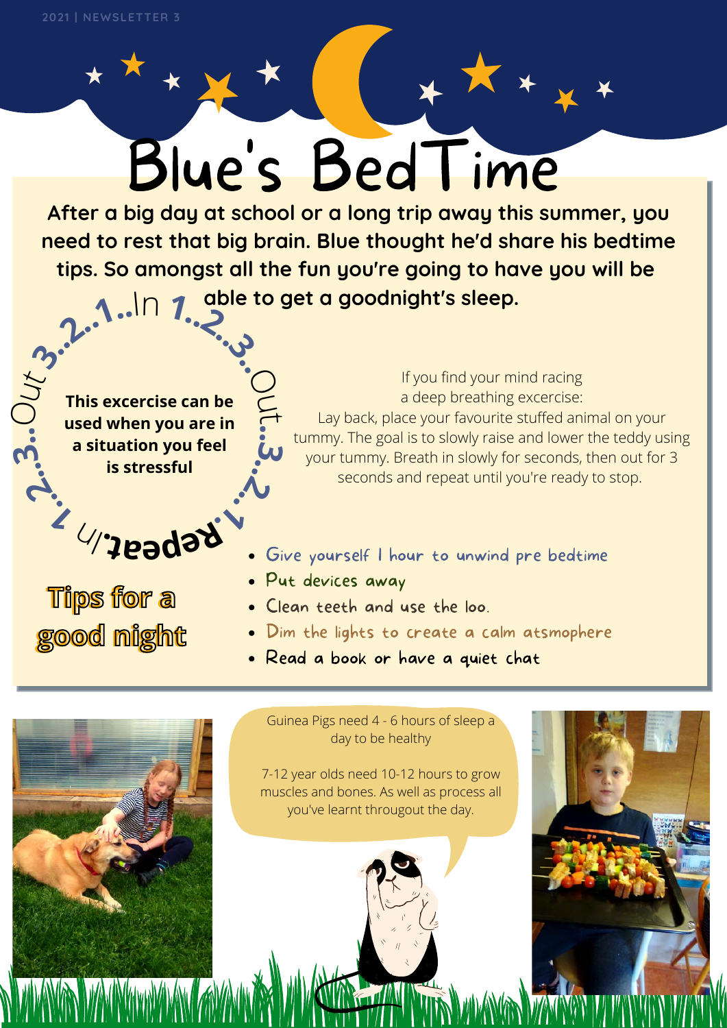# Blue's BedTime

**After a big day at school or a long trip away this summer, you need to rest that big brain. Blue thought he'd share his bedtime tips. So amongst all the fun you're going to have you will be able to get a goodnight's sleep.**

In 1..2..3..Out..3..2..1..Repeat..In 1..2..3..Out 3..2..1..In

**This excercise can be used when you are in a situation you feel is stressful**

If you find your mind racing
a deep breathing excercise:
Lay back, place your favourite stuffed animal on your tummy. The goal is to slowly raise and lower the teddy using your tummy. Breath in slowly for seconds, then out for 3 seconds and repeat until you're ready to stop.

## Tips for a good night

- Give yourself 1 hour to unwind pre bedtime
- Put devices away
- Clean teeth and use the loo.
- Dim the lights to create a calm atsmophere
- Read a book or have a quiet chat

Guinea Pigs need 4 - 6 hours of sleep a day to be healthy

7-12 year olds need 10-12 hours to grow muscles and bones. As well as process all you've learnt througout the day.